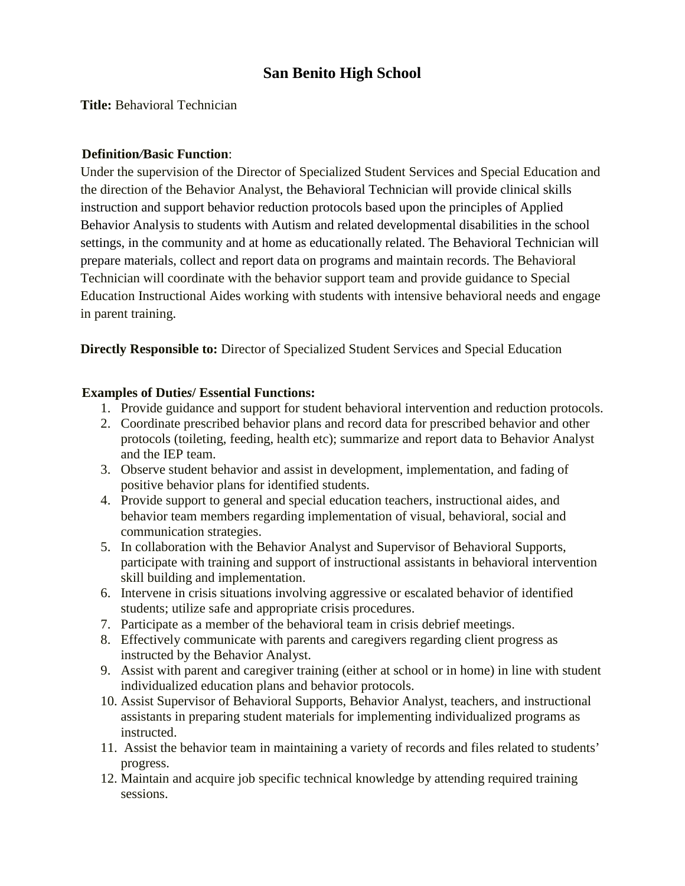# San Benito High School

**Title:** Behavioral Technician

**Definition/Basic Function**:
Under the supervision of the Director of Specialized Student Services and Special Education and the direction of the Behavior Analyst, the Behavioral Technician will provide clinical skills instruction and support behavior reduction protocols based upon the principles of Applied Behavior Analysis to students with Autism and related developmental disabilities in the school settings, in the community and at home as educationally related. The Behavioral Technician will prepare materials, collect and report data on programs and maintain records. The Behavioral Technician will coordinate with the behavior support team and provide guidance to Special Education Instructional Aides working with students with intensive behavioral needs and engage in parent training.

**Directly Responsible to:** Director of Specialized Student Services and Special Education

**Examples of Duties/ Essential Functions:**

1. Provide guidance and support for student behavioral intervention and reduction protocols.
2. Coordinate prescribed behavior plans and record data for prescribed behavior and other protocols (toileting, feeding, health etc); summarize and report data to Behavior Analyst and the IEP team.
3. Observe student behavior and assist in development, implementation, and fading of positive behavior plans for identified students.
4. Provide support to general and special education teachers, instructional aides, and behavior team members regarding implementation of visual, behavioral, social and communication strategies.
5. In collaboration with the Behavior Analyst and Supervisor of Behavioral Supports, participate with training and support of instructional assistants in behavioral intervention skill building and implementation.
6. Intervene in crisis situations involving aggressive or escalated behavior of identified students; utilize safe and appropriate crisis procedures.
7. Participate as a member of the behavioral team in crisis debrief meetings.
8. Effectively communicate with parents and caregivers regarding client progress as instructed by the Behavior Analyst.
9. Assist with parent and caregiver training (either at school or in home) in line with student individualized education plans and behavior protocols.
10. Assist Supervisor of Behavioral Supports, Behavior Analyst, teachers, and instructional assistants in preparing student materials for implementing individualized programs as instructed.
11. Assist the behavior team in maintaining a variety of records and files related to students' progress.
12. Maintain and acquire job specific technical knowledge by attending required training sessions.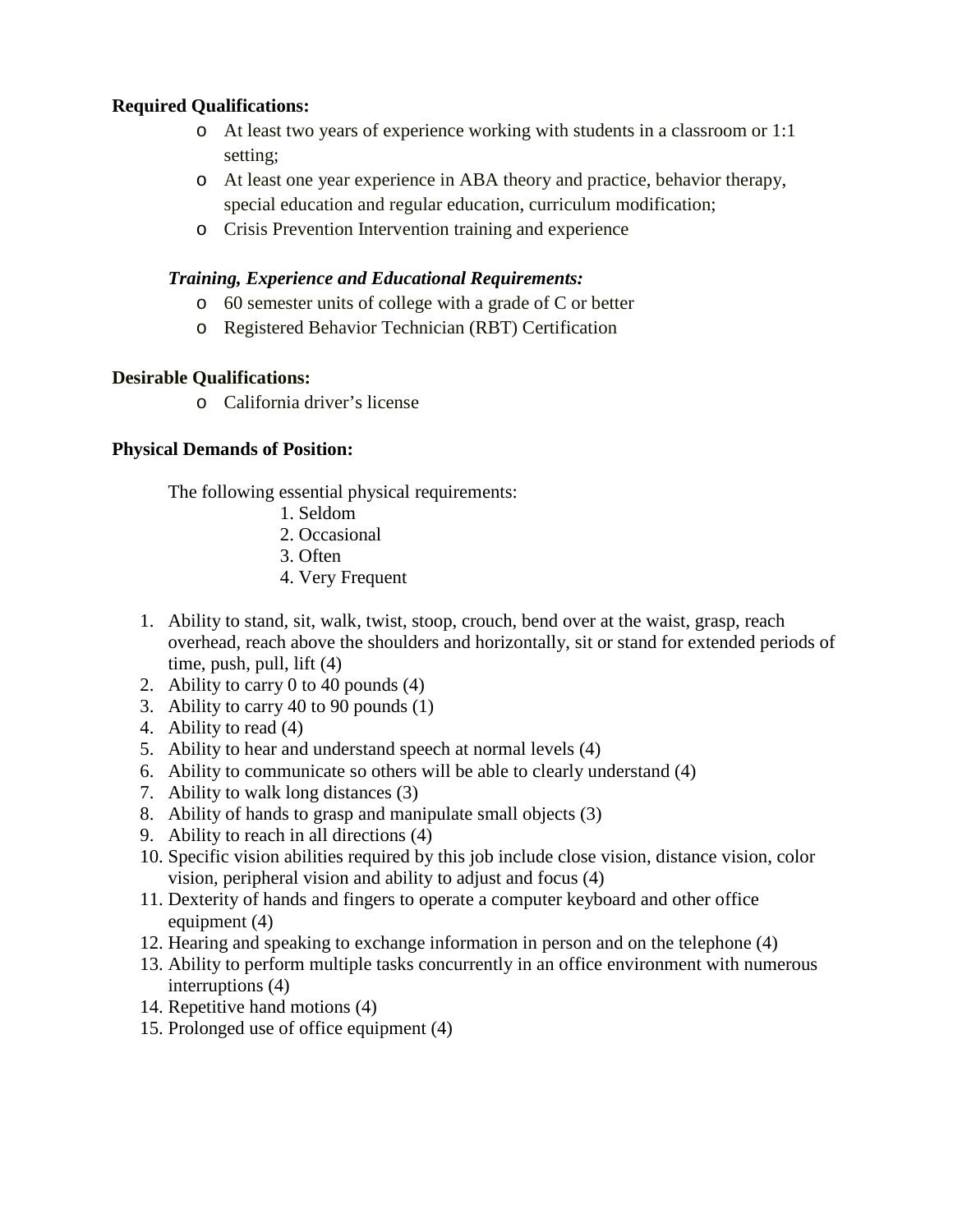**Required Qualifications:**

- At least two years of experience working with students in a classroom or 1:1 setting;
- At least one year experience in ABA theory and practice, behavior therapy, special education and regular education, curriculum modification;
- Crisis Prevention Intervention training and experience

***Training, Experience and Educational Requirements:***

- 60 semester units of college with a grade of C or better
- Registered Behavior Technician (RBT) Certification

**Desirable Qualifications:**

- California driver's license

**Physical Demands of Position:**

The following essential physical requirements:

1. Seldom
2. Occasional
3. Often
4. Very Frequent

1. Ability to stand, sit, walk, twist, stoop, crouch, bend over at the waist, grasp, reach overhead, reach above the shoulders and horizontally, sit or stand for extended periods of time, push, pull, lift (4)
2. Ability to carry 0 to 40 pounds (4)
3. Ability to carry 40 to 90 pounds (1)
4. Ability to read (4)
5. Ability to hear and understand speech at normal levels (4)
6. Ability to communicate so others will be able to clearly understand (4)
7. Ability to walk long distances (3)
8. Ability of hands to grasp and manipulate small objects (3)
9. Ability to reach in all directions (4)
10. Specific vision abilities required by this job include close vision, distance vision, color vision, peripheral vision and ability to adjust and focus (4)
11. Dexterity of hands and fingers to operate a computer keyboard and other office equipment (4)
12. Hearing and speaking to exchange information in person and on the telephone (4)
13. Ability to perform multiple tasks concurrently in an office environment with numerous interruptions (4)
14. Repetitive hand motions (4)
15. Prolonged use of office equipment (4)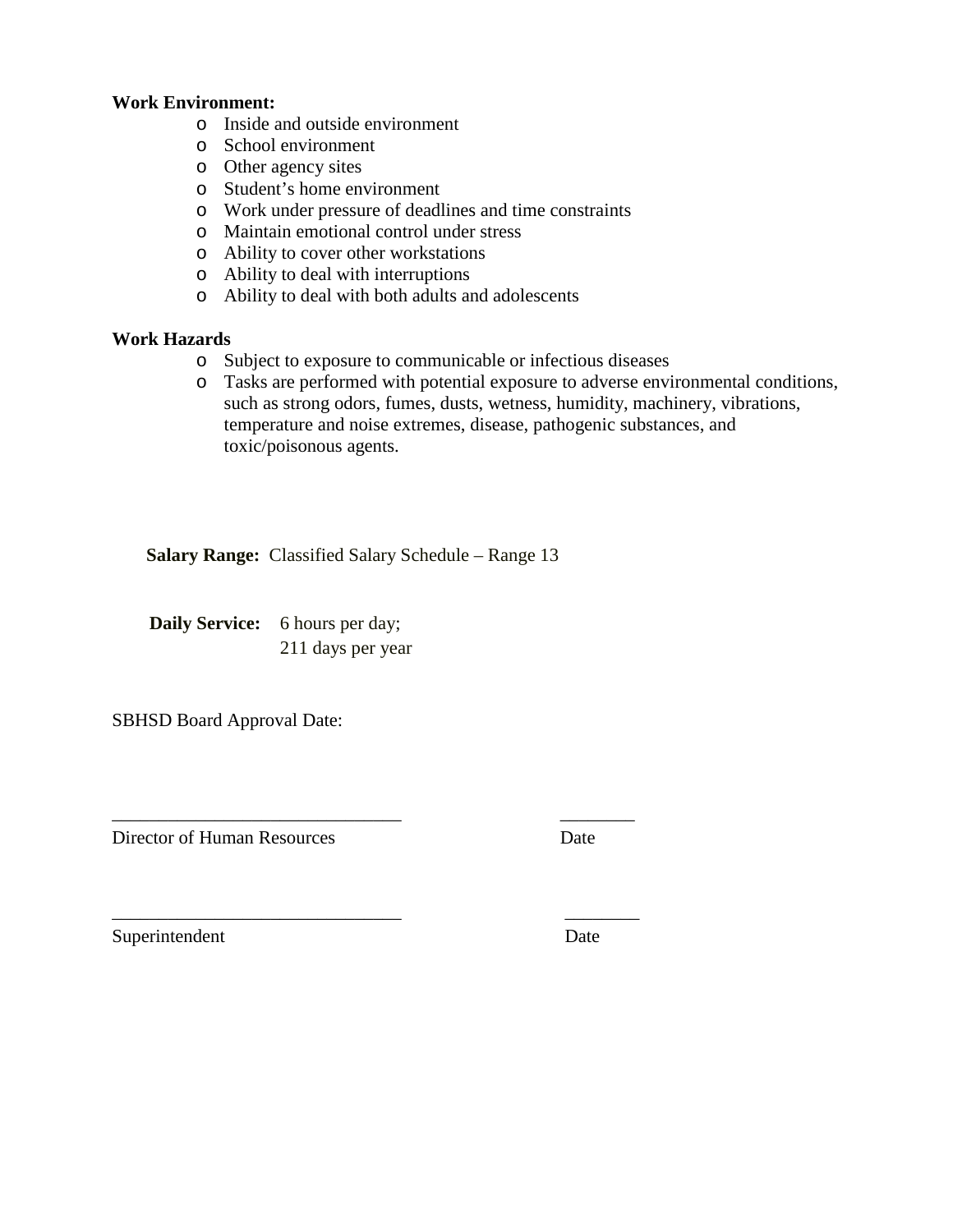**Work Environment:**

- Inside and outside environment
- School environment
- Other agency sites
- Student's home environment
- Work under pressure of deadlines and time constraints
- Maintain emotional control under stress
- Ability to cover other workstations
- Ability to deal with interruptions
- Ability to deal with both adults and adolescents

**Work Hazards**

- Subject to exposure to communicable or infectious diseases
- Tasks are performed with potential exposure to adverse environmental conditions, such as strong odors, fumes, dusts, wetness, humidity, machinery, vibrations, temperature and noise extremes, disease, pathogenic substances, and toxic/poisonous agents.

**Salary Range:** Classified Salary Schedule – Range 13

**Daily Service:** 6 hours per day;
211 days per year

SBHSD Board Approval Date:

_______________________________ ________
Director of Human Resources Date

_______________________________ ________
Superintendent Date